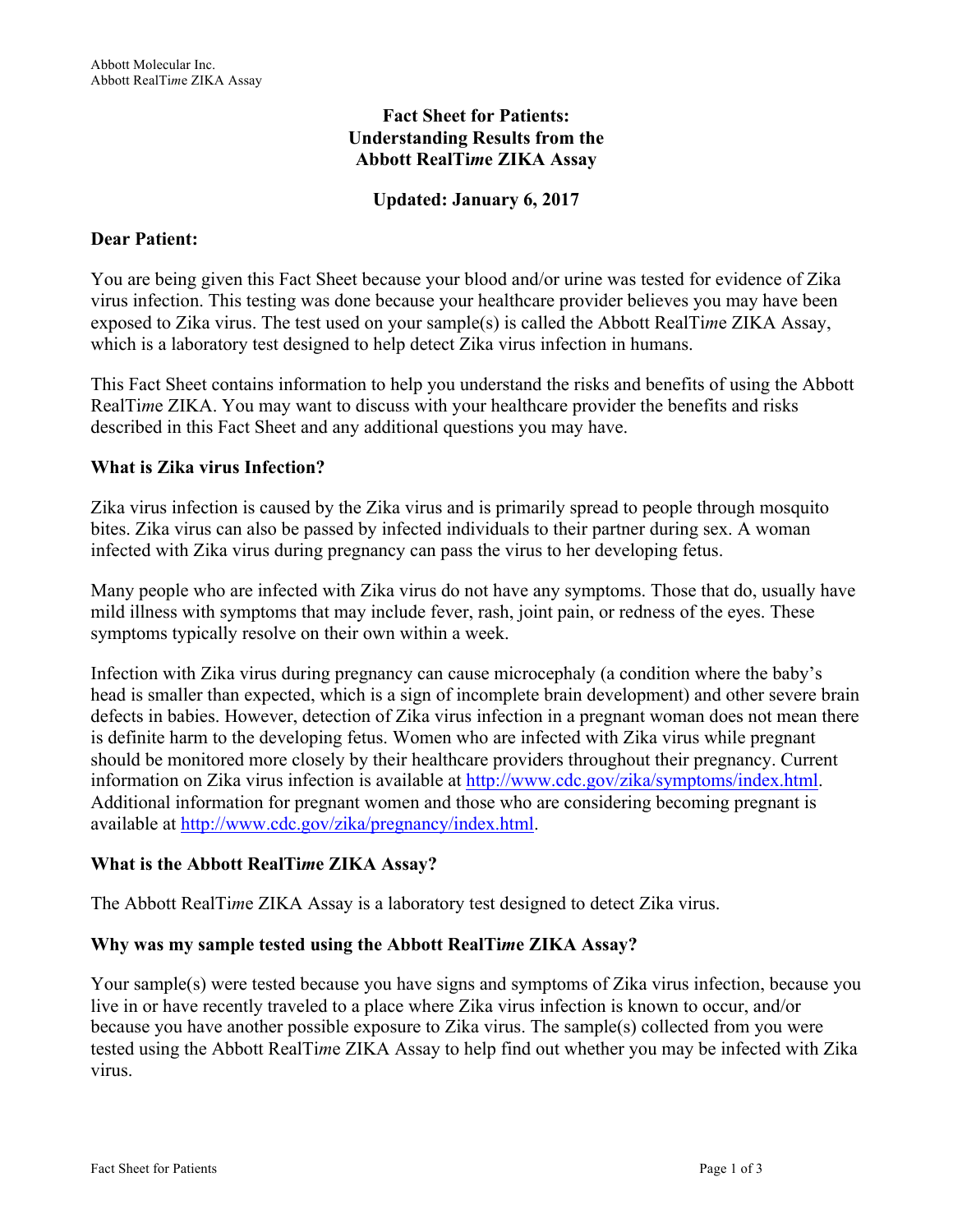Abbott Molecular Inc.
Abbott RealTi*me* ZIKA Assay

# Fact Sheet for Patients: Understanding Results from the Abbott RealTi*me* ZIKA Assay

**Updated: January 6, 2017**

**Dear Patient:**

You are being given this Fact Sheet because your blood and/or urine was tested for evidence of Zika virus infection. This testing was done because your healthcare provider believes you may have been exposed to Zika virus. The test used on your sample(s) is called the Abbott RealTi*me* ZIKA Assay, which is a laboratory test designed to help detect Zika virus infection in humans.

This Fact Sheet contains information to help you understand the risks and benefits of using the Abbott RealTi*me* ZIKA. You may want to discuss with your healthcare provider the benefits and risks described in this Fact Sheet and any additional questions you may have.

## What is Zika virus Infection?

Zika virus infection is caused by the Zika virus and is primarily spread to people through mosquito bites. Zika virus can also be passed by infected individuals to their partner during sex. A woman infected with Zika virus during pregnancy can pass the virus to her developing fetus.

Many people who are infected with Zika virus do not have any symptoms. Those that do, usually have mild illness with symptoms that may include fever, rash, joint pain, or redness of the eyes. These symptoms typically resolve on their own within a week.

Infection with Zika virus during pregnancy can cause microcephaly (a condition where the baby's head is smaller than expected, which is a sign of incomplete brain development) and other severe brain defects in babies. However, detection of Zika virus infection in a pregnant woman does not mean there is definite harm to the developing fetus. Women who are infected with Zika virus while pregnant should be monitored more closely by their healthcare providers throughout their pregnancy. Current information on Zika virus infection is available at http://www.cdc.gov/zika/symptoms/index.html. Additional information for pregnant women and those who are considering becoming pregnant is available at http://www.cdc.gov/zika/pregnancy/index.html.

## What is the Abbott RealTi*me* ZIKA Assay?

The Abbott RealTi*me* ZIKA Assay is a laboratory test designed to detect Zika virus.

## Why was my sample tested using the Abbott RealTi*me* ZIKA Assay?

Your sample(s) were tested because you have signs and symptoms of Zika virus infection, because you live in or have recently traveled to a place where Zika virus infection is known to occur, and/or because you have another possible exposure to Zika virus. The sample(s) collected from you were tested using the Abbott RealTi*me* ZIKA Assay to help find out whether you may be infected with Zika virus.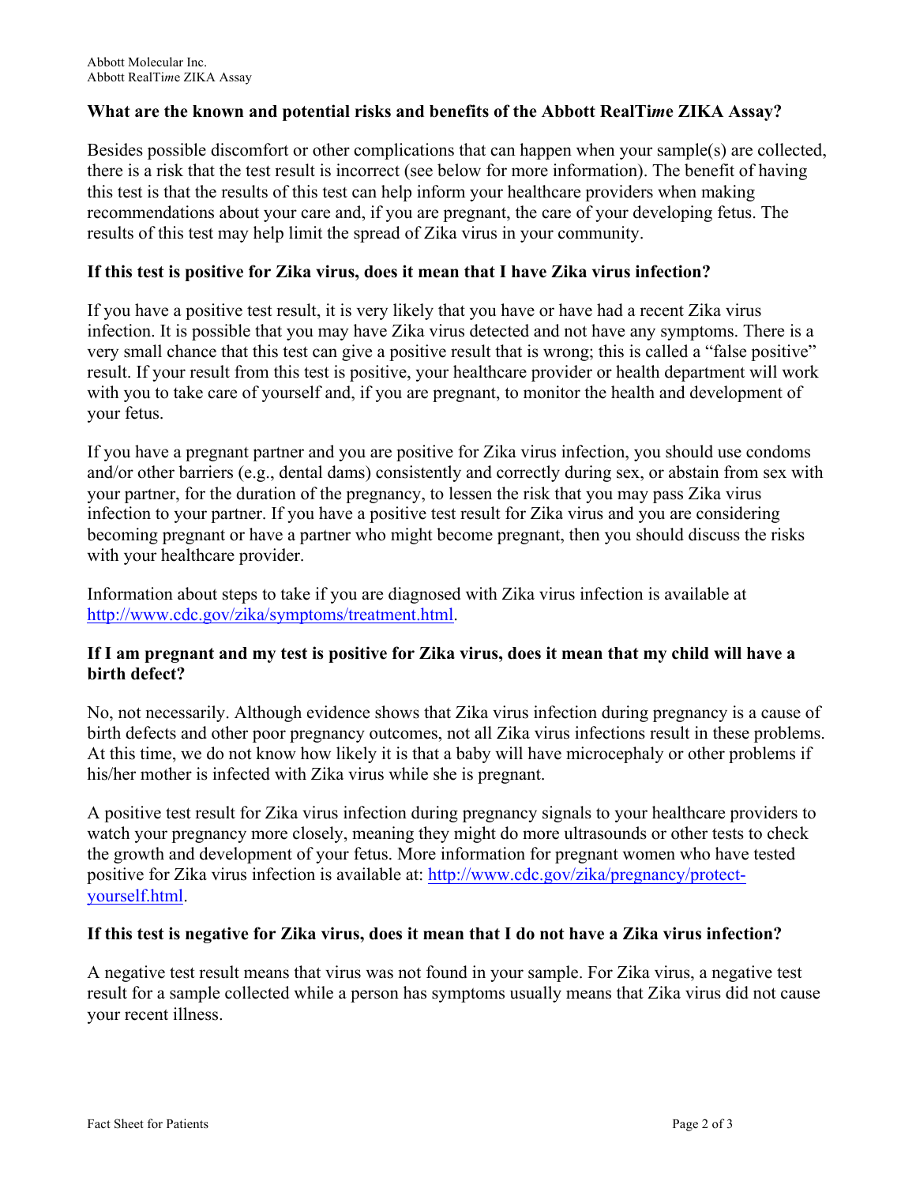### What are the known and potential risks and benefits of the Abbott RealTi*m*e ZIKA Assay?

Besides possible discomfort or other complications that can happen when your sample(s) are collected, there is a risk that the test result is incorrect (see below for more information). The benefit of having this test is that the results of this test can help inform your healthcare providers when making recommendations about your care and, if you are pregnant, the care of your developing fetus. The results of this test may help limit the spread of Zika virus in your community.

### If this test is positive for Zika virus, does it mean that I have Zika virus infection?

If you have a positive test result, it is very likely that you have or have had a recent Zika virus infection. It is possible that you may have Zika virus detected and not have any symptoms. There is a very small chance that this test can give a positive result that is wrong; this is called a "false positive" result. If your result from this test is positive, your healthcare provider or health department will work with you to take care of yourself and, if you are pregnant, to monitor the health and development of your fetus.

If you have a pregnant partner and you are positive for Zika virus infection, you should use condoms and/or other barriers (e.g., dental dams) consistently and correctly during sex, or abstain from sex with your partner, for the duration of the pregnancy, to lessen the risk that you may pass Zika virus infection to your partner. If you have a positive test result for Zika virus and you are considering becoming pregnant or have a partner who might become pregnant, then you should discuss the risks with your healthcare provider.

Information about steps to take if you are diagnosed with Zika virus infection is available at [http://www.cdc.gov/zika/symptoms/treatment.html](http://www.cdc.gov/zika/symptoms/treatment.html).

### If I am pregnant and my test is positive for Zika virus, does it mean that my child will have a birth defect?

No, not necessarily. Although evidence shows that Zika virus infection during pregnancy is a cause of birth defects and other poor pregnancy outcomes, not all Zika virus infections result in these problems. At this time, we do not know how likely it is that a baby will have microcephaly or other problems if his/her mother is infected with Zika virus while she is pregnant.

A positive test result for Zika virus infection during pregnancy signals to your healthcare providers to watch your pregnancy more closely, meaning they might do more ultrasounds or other tests to check the growth and development of your fetus. More information for pregnant women who have tested positive for Zika virus infection is available at: [http://www.cdc.gov/zika/pregnancy/protect-yourself.html](http://www.cdc.gov/zika/pregnancy/protect-yourself.html).

### If this test is negative for Zika virus, does it mean that I do not have a Zika virus infection?

A negative test result means that virus was not found in your sample. For Zika virus, a negative test result for a sample collected while a person has symptoms usually means that Zika virus did not cause your recent illness.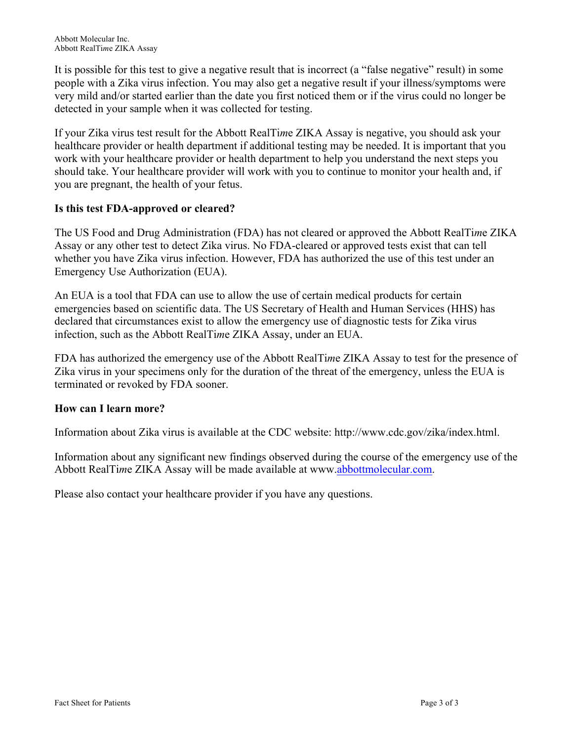It is possible for this test to give a negative result that is incorrect (a "false negative" result) in some people with a Zika virus infection. You may also get a negative result if your illness/symptoms were very mild and/or started earlier than the date you first noticed them or if the virus could no longer be detected in your sample when it was collected for testing.

If your Zika virus test result for the Abbott RealTi*m*e ZIKA Assay is negative, you should ask your healthcare provider or health department if additional testing may be needed. It is important that you work with your healthcare provider or health department to help you understand the next steps you should take. Your healthcare provider will work with you to continue to monitor your health and, if you are pregnant, the health of your fetus.

**Is this test FDA-approved or cleared?**

The US Food and Drug Administration (FDA) has not cleared or approved the Abbott RealTi*m*e ZIKA Assay or any other test to detect Zika virus. No FDA-cleared or approved tests exist that can tell whether you have Zika virus infection. However, FDA has authorized the use of this test under an Emergency Use Authorization (EUA).

An EUA is a tool that FDA can use to allow the use of certain medical products for certain emergencies based on scientific data. The US Secretary of Health and Human Services (HHS) has declared that circumstances exist to allow the emergency use of diagnostic tests for Zika virus infection, such as the Abbott RealTi*m*e ZIKA Assay, under an EUA.

FDA has authorized the emergency use of the Abbott RealTi*m*e ZIKA Assay to test for the presence of Zika virus in your specimens only for the duration of the threat of the emergency, unless the EUA is terminated or revoked by FDA sooner.

**How can I learn more?**

Information about Zika virus is available at the CDC website: http://www.cdc.gov/zika/index.html.

Information about any significant new findings observed during the course of the emergency use of the Abbott RealTi*m*e ZIKA Assay will be made available at www.abbottmolecular.com.

Please also contact your healthcare provider if you have any questions.